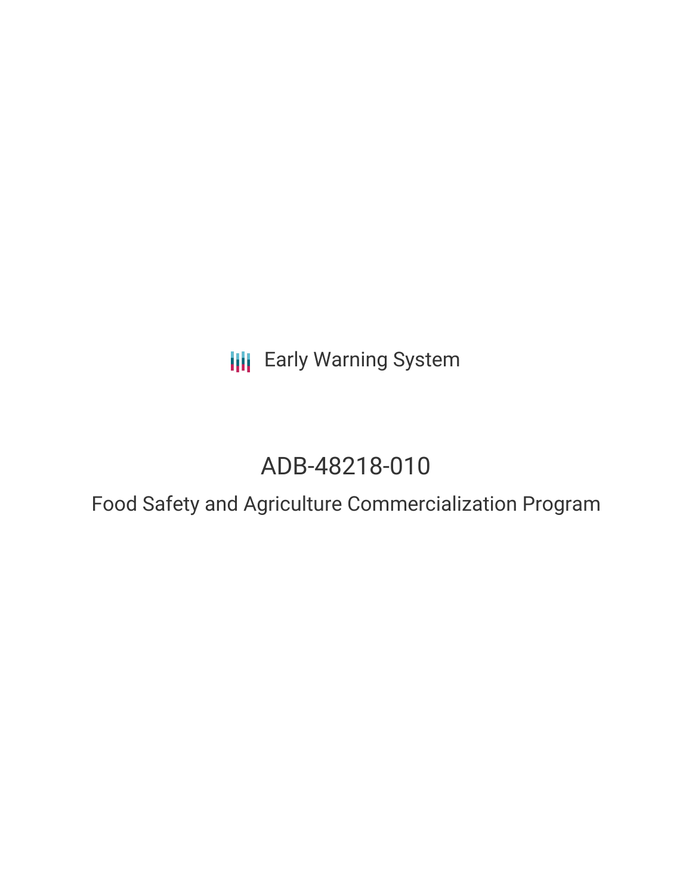Early Warning System

# ADB-48218-010

## Food Safety and Agriculture Commercialization Program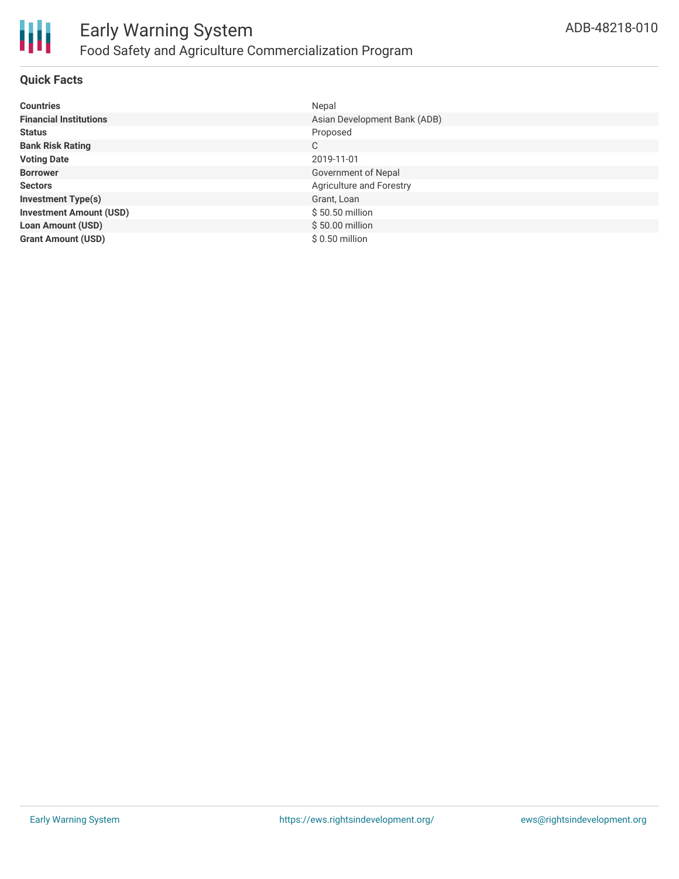# Early Warning System

## Food Safety and Agriculture Commercialization Program

ADB-48218-010

### Quick Facts

| | |
|---|---|
| **Countries** | Nepal |
| **Financial Institutions** | Asian Development Bank (ADB) |
| **Status** | Proposed |
| **Bank Risk Rating** | C |
| **Voting Date** | 2019-11-01 |
| **Borrower** | Government of Nepal |
| **Sectors** | Agriculture and Forestry |
| **Investment Type(s)** | Grant, Loan |
| **Investment Amount (USD)** | $ 50.50 million |
| **Loan Amount (USD)** | $ 50.00 million |
| **Grant Amount (USD)** | $ 0.50 million |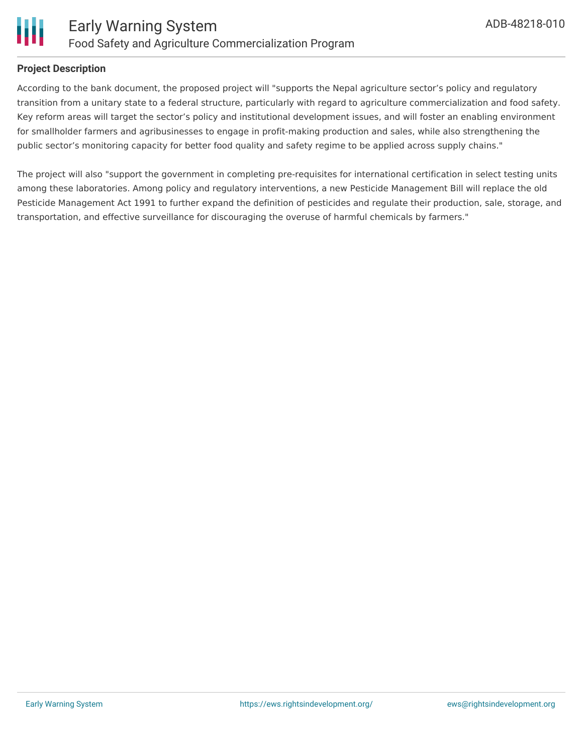**Project Description**

According to the bank document, the proposed project will "supports the Nepal agriculture sector's policy and regulatory transition from a unitary state to a federal structure, particularly with regard to agriculture commercialization and food safety. Key reform areas will target the sector's policy and institutional development issues, and will foster an enabling environment for smallholder farmers and agribusinesses to engage in profit-making production and sales, while also strengthening the public sector's monitoring capacity for better food quality and safety regime to be applied across supply chains."

The project will also "support the government in completing pre-requisites for international certification in select testing units among these laboratories. Among policy and regulatory interventions, a new Pesticide Management Bill will replace the old Pesticide Management Act 1991 to further expand the definition of pesticides and regulate their production, sale, storage, and transportation, and effective surveillance for discouraging the overuse of harmful chemicals by farmers."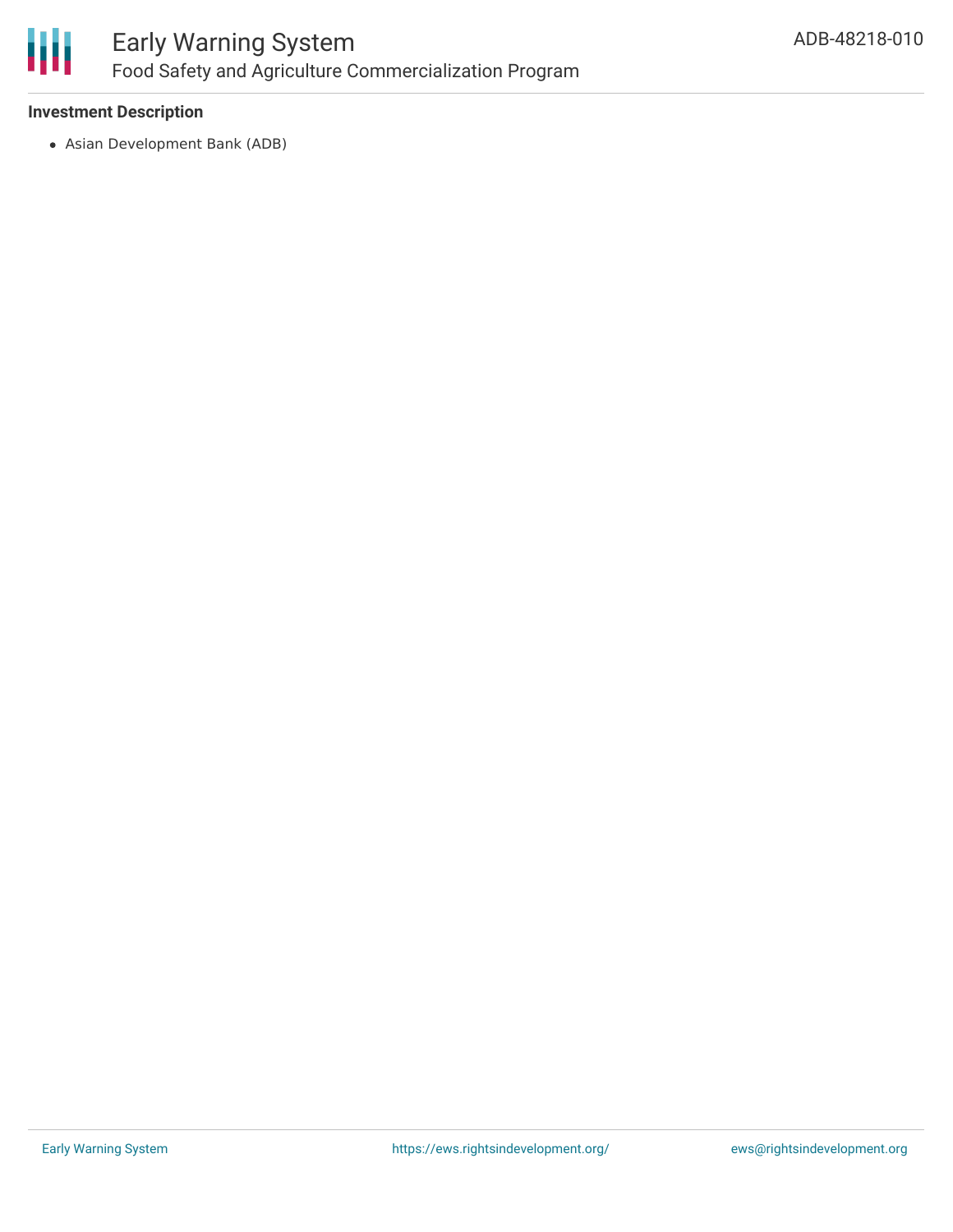**Investment Description**

- Asian Development Bank (ADB)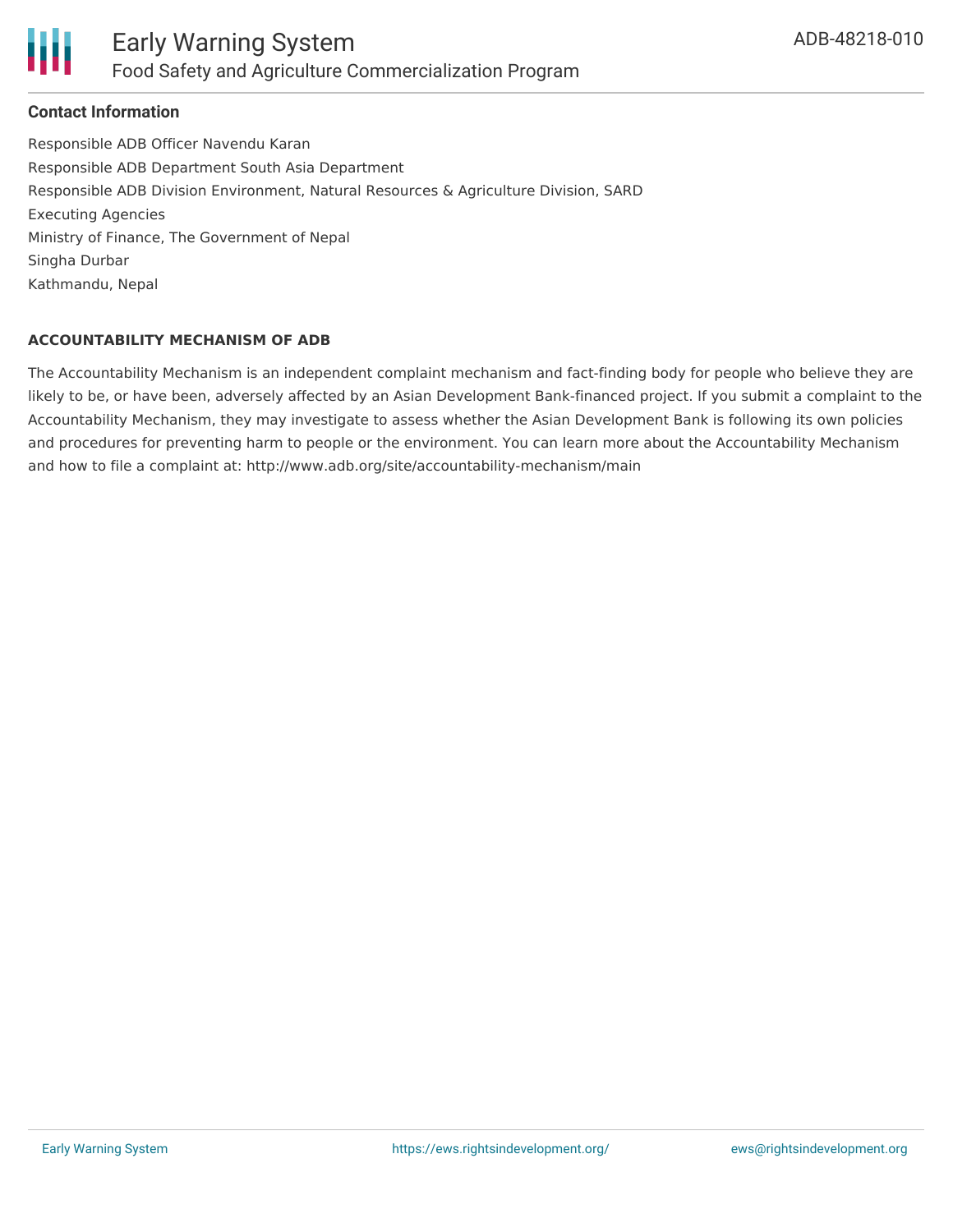### Contact Information

Responsible ADB Officer Navendu Karan
Responsible ADB Department South Asia Department
Responsible ADB Division Environment, Natural Resources & Agriculture Division, SARD
Executing Agencies
Ministry of Finance, The Government of Nepal
Singha Durbar
Kathmandu, Nepal

#### ACCOUNTABILITY MECHANISM OF ADB

The Accountability Mechanism is an independent complaint mechanism and fact-finding body for people who believe they are likely to be, or have been, adversely affected by an Asian Development Bank-financed project. If you submit a complaint to the Accountability Mechanism, they may investigate to assess whether the Asian Development Bank is following its own policies and procedures for preventing harm to people or the environment. You can learn more about the Accountability Mechanism and how to file a complaint at: http://www.adb.org/site/accountability-mechanism/main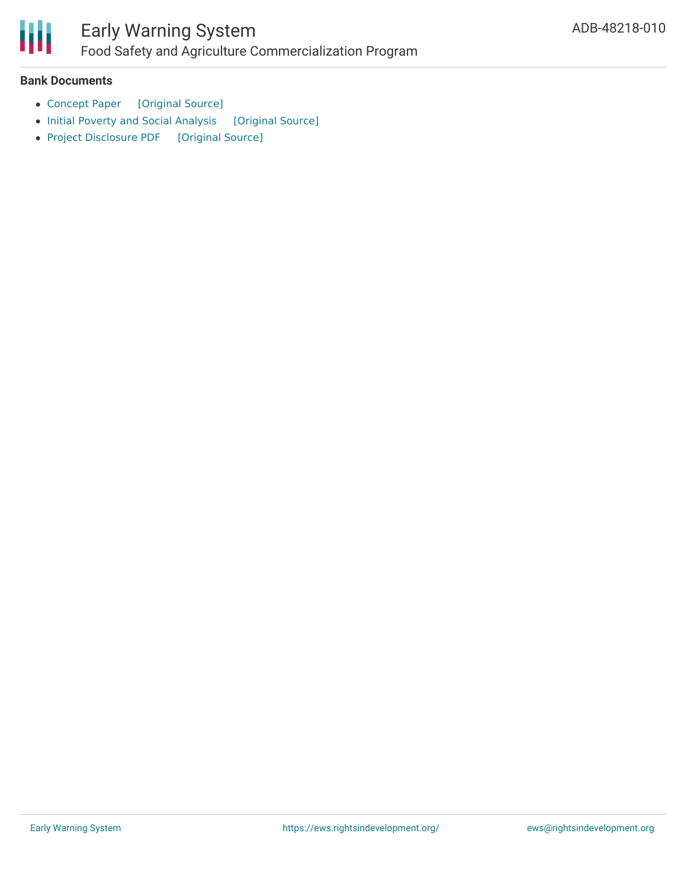**Bank Documents**

- Concept Paper [Original Source]
- Initial Poverty and Social Analysis [Original Source]
- Project Disclosure PDF [Original Source]